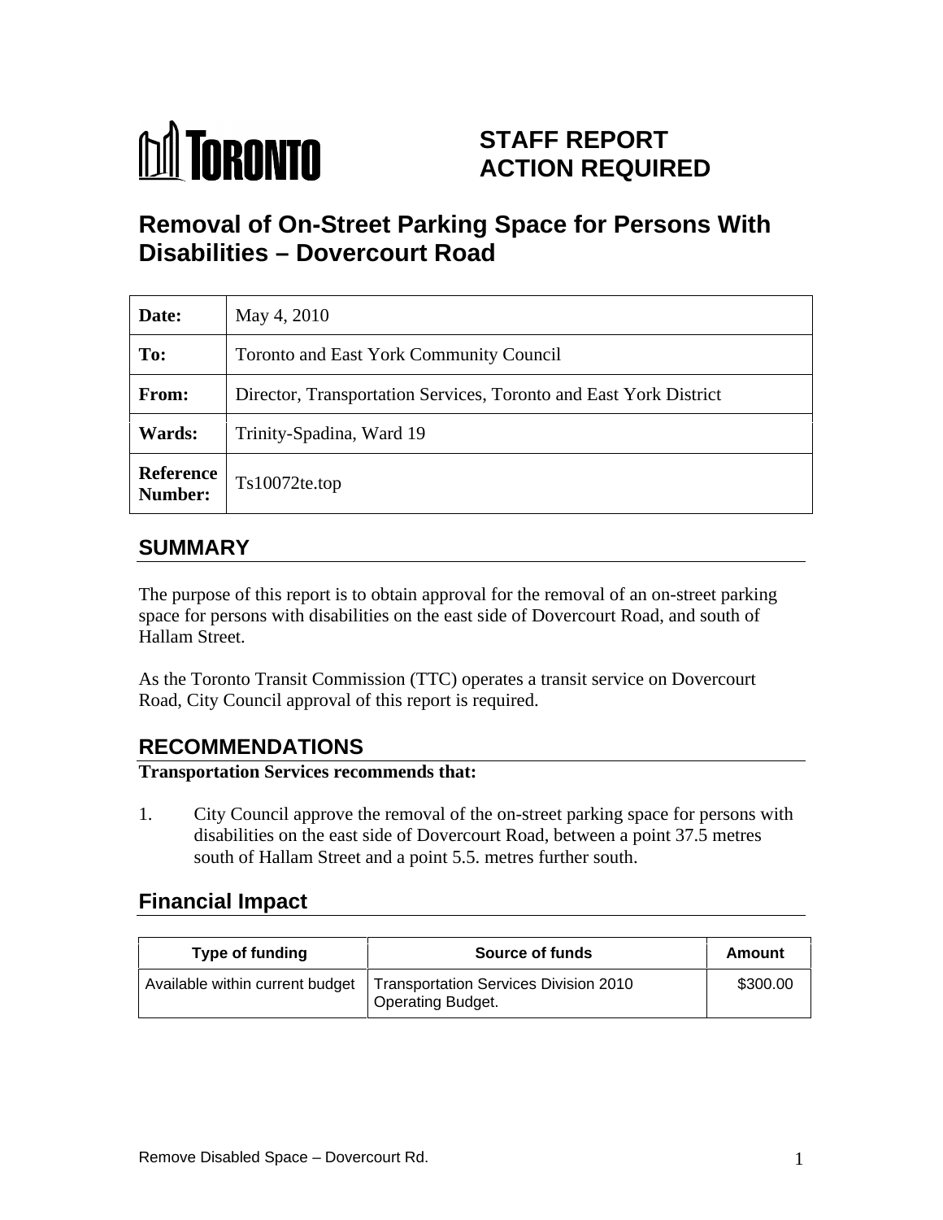TORONTO

# STAFF REPORT ACTION REQUIRED

# Removal of On-Street Parking Space for Persons With Disabilities – Dovercourt Road

| **Date:** | May 4, 2010 |
|---|---|
| **To:** | Toronto and East York Community Council |
| **From:** | Director, Transportation Services, Toronto and East York District |
| **Wards:** | Trinity-Spadina, Ward 19 |
| **Reference Number:** | Ts10072te.top |

## SUMMARY

The purpose of this report is to obtain approval for the removal of an on-street parking space for persons with disabilities on the east side of Dovercourt Road, and south of Hallam Street.

As the Toronto Transit Commission (TTC) operates a transit service on Dovercourt Road, City Council approval of this report is required.

## RECOMMENDATIONS

**Transportation Services recommends that:**

1. City Council approve the removal of the on-street parking space for persons with disabilities on the east side of Dovercourt Road, between a point 37.5 metres south of Hallam Street and a point 5.5. metres further south.

## Financial Impact

| Type of funding | Source of funds | Amount |
|---|---|---|
| Available within current budget | Transportation Services Division 2010 Operating Budget. | $300.00 |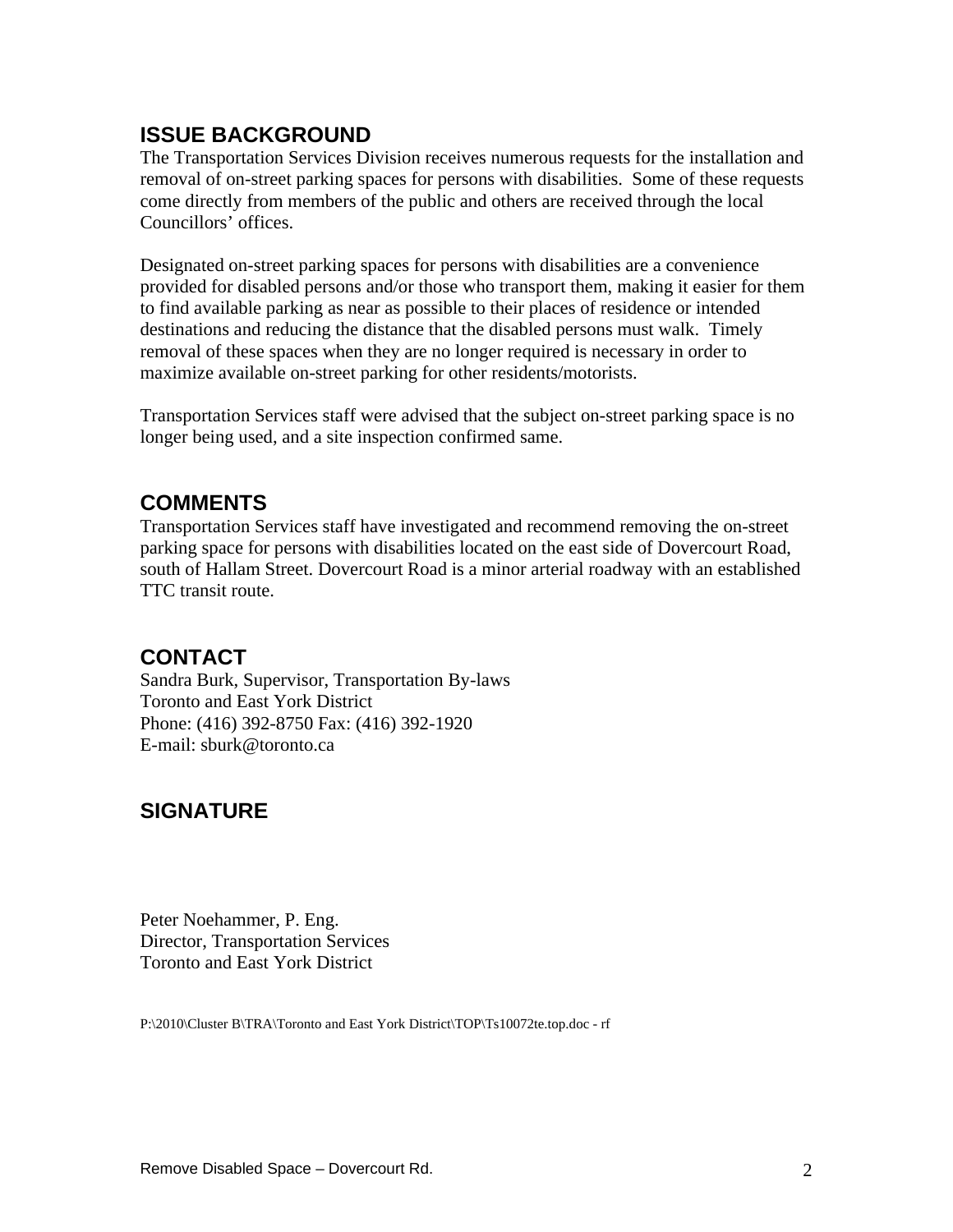## ISSUE BACKGROUND

The Transportation Services Division receives numerous requests for the installation and removal of on-street parking spaces for persons with disabilities. Some of these requests come directly from members of the public and others are received through the local Councillors' offices.

Designated on-street parking spaces for persons with disabilities are a convenience provided for disabled persons and/or those who transport them, making it easier for them to find available parking as near as possible to their places of residence or intended destinations and reducing the distance that the disabled persons must walk. Timely removal of these spaces when they are no longer required is necessary in order to maximize available on-street parking for other residents/motorists.

Transportation Services staff were advised that the subject on-street parking space is no longer being used, and a site inspection confirmed same.

## COMMENTS

Transportation Services staff have investigated and recommend removing the on-street parking space for persons with disabilities located on the east side of Dovercourt Road, south of Hallam Street. Dovercourt Road is a minor arterial roadway with an established TTC transit route.

## CONTACT

Sandra Burk, Supervisor, Transportation By-laws
Toronto and East York District
Phone: (416) 392-8750 Fax: (416) 392-1920
E-mail: sburk@toronto.ca

## SIGNATURE

Peter Noehammer, P. Eng.
Director, Transportation Services
Toronto and East York District

P:\2010\Cluster B\TRA\Toronto and East York District\TOP\Ts10072te.top.doc - rf